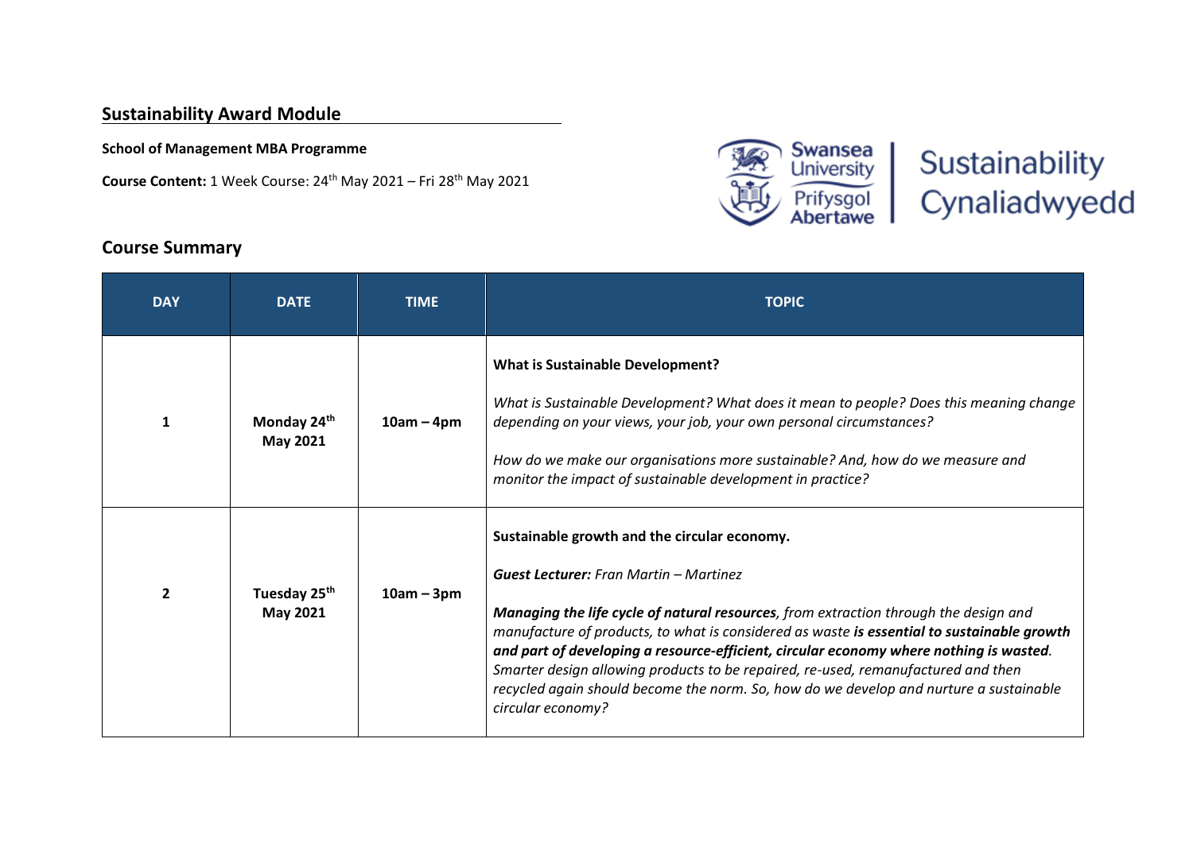## Sustainability Award Module

**School of Management MBA Programme**

**Course Content:** 1 Week Course: 24th May 2021 – Fri 28th May 2021

Swansea University Prifysgol Abertawe | Sustainability Cynaliadwyedd

## Course Summary

| DAY | DATE | TIME | TOPIC |
|---|---|---|---|
| **1** | **Monday 24th May 2021** | **10am – 4pm** | **What is Sustainable Development?**<br><br>*What is Sustainable Development? What does it mean to people? Does this meaning change depending on your views, your job, your own personal circumstances?*<br><br>*How do we make our organisations more sustainable? And, how do we measure and monitor the impact of sustainable development in practice?* |
| **2** | **Tuesday 25th May 2021** | **10am – 3pm** | **Sustainable growth and the circular economy.**<br><br>***Guest Lecturer:*** *Fran Martin – Martinez*<br><br>***Managing the life cycle of natural resources****, from extraction through the design and manufacture of products, to what is considered as waste* ***is essential to sustainable growth and part of developing a resource-efficient, circular economy where nothing is wasted****. Smarter design allowing products to be repaired, re-used, remanufactured and then recycled again should become the norm. So, how do we develop and nurture a sustainable circular economy?* |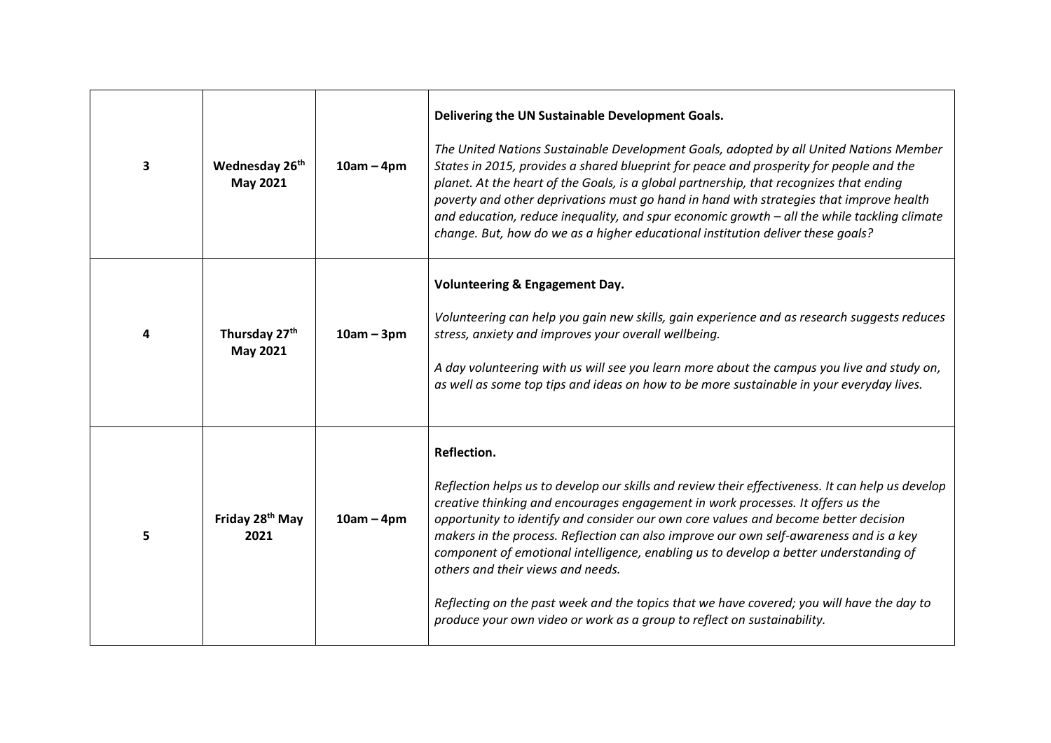| 3 | **Wednesday 26th May 2021** | **10am – 4pm** | **Delivering the UN Sustainable Development Goals.**<br><br>*The United Nations Sustainable Development Goals, adopted by all United Nations Member States in 2015, provides a shared blueprint for peace and prosperity for people and the planet. At the heart of the Goals, is a global partnership, that recognizes that ending poverty and other deprivations must go hand in hand with strategies that improve health and education, reduce inequality, and spur economic growth – all the while tackling climate change. But, how do we as a higher educational institution deliver these goals?* |
|---|---|---|---|
| 4 | **Thursday 27th May 2021** | **10am – 3pm** | **Volunteering & Engagement Day.**<br><br>*Volunteering can help you gain new skills, gain experience and as research suggests reduces stress, anxiety and improves your overall wellbeing.*<br><br>*A day volunteering with us will see you learn more about the campus you live and study on, as well as some top tips and ideas on how to be more sustainable in your everyday lives.* |
| 5 | **Friday 28th May 2021** | **10am – 4pm** | **Reflection.**<br><br>*Reflection helps us to develop our skills and review their effectiveness. It can help us develop creative thinking and encourages engagement in work processes. It offers us the opportunity to identify and consider our own core values and become better decision makers in the process. Reflection can also improve our own self-awareness and is a key component of emotional intelligence, enabling us to develop a better understanding of others and their views and needs.*<br><br>*Reflecting on the past week and the topics that we have covered; you will have the day to produce your own video or work as a group to reflect on sustainability.* |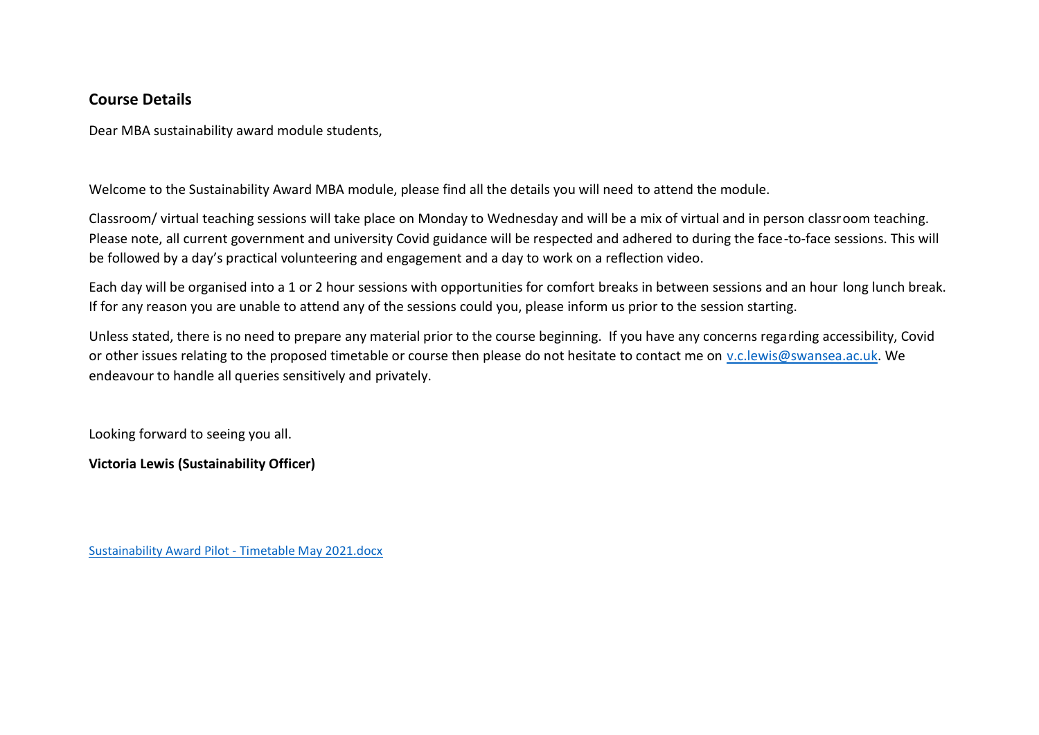## Course Details

Dear MBA sustainability award module students,

Welcome to the Sustainability Award MBA module, please find all the details you will need to attend the module.

Classroom/ virtual teaching sessions will take place on Monday to Wednesday and will be a mix of virtual and in person classroom teaching. Please note, all current government and university Covid guidance will be respected and adhered to during the face-to-face sessions. This will be followed by a day's practical volunteering and engagement and a day to work on a reflection video.

Each day will be organised into a 1 or 2 hour sessions with opportunities for comfort breaks in between sessions and an hour long lunch break. If for any reason you are unable to attend any of the sessions could you, please inform us prior to the session starting.

Unless stated, there is no need to prepare any material prior to the course beginning. If you have any concerns regarding accessibility, Covid or other issues relating to the proposed timetable or course then please do not hesitate to contact me on v.c.lewis@swansea.ac.uk. We endeavour to handle all queries sensitively and privately.

Looking forward to seeing you all.

**Victoria Lewis (Sustainability Officer)**

Sustainability Award Pilot - Timetable May 2021.docx